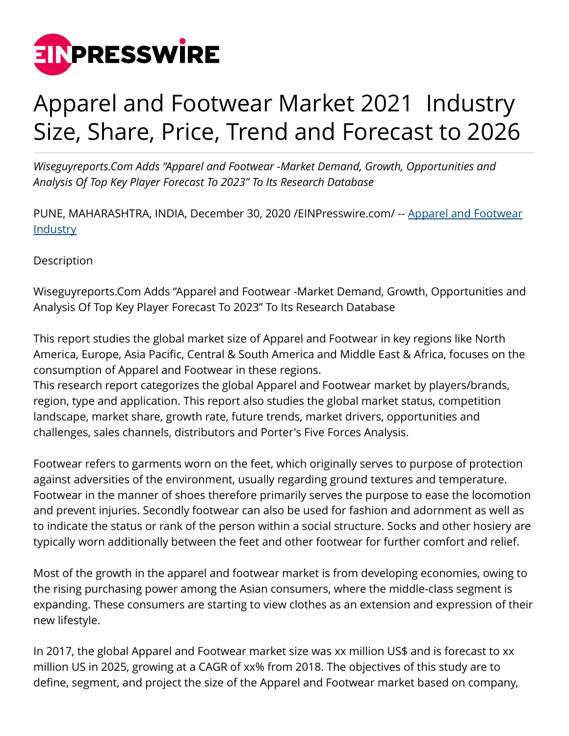# Apparel and Footwear Market 2021 Industry Size, Share, Price, Trend and Forecast to 2026

*Wiseguyreports.Com Adds "Apparel and Footwear -Market Demand, Growth, Opportunities and Analysis Of Top Key Player Forecast To 2023" To Its Research Database*

PUNE, MAHARASHTRA, INDIA, December 30, 2020 /EINPresswire.com/ -- Apparel and Footwear Industry

Description

Wiseguyreports.Com Adds "Apparel and Footwear -Market Demand, Growth, Opportunities and Analysis Of Top Key Player Forecast To 2023" To Its Research Database

This report studies the global market size of Apparel and Footwear in key regions like North America, Europe, Asia Pacific, Central & South America and Middle East & Africa, focuses on the consumption of Apparel and Footwear in these regions.
This research report categorizes the global Apparel and Footwear market by players/brands, region, type and application. This report also studies the global market status, competition landscape, market share, growth rate, future trends, market drivers, opportunities and challenges, sales channels, distributors and Porter's Five Forces Analysis.

Footwear refers to garments worn on the feet, which originally serves to purpose of protection against adversities of the environment, usually regarding ground textures and temperature. Footwear in the manner of shoes therefore primarily serves the purpose to ease the locomotion and prevent injuries. Secondly footwear can also be used for fashion and adornment as well as to indicate the status or rank of the person within a social structure. Socks and other hosiery are typically worn additionally between the feet and other footwear for further comfort and relief.

Most of the growth in the apparel and footwear market is from developing economies, owing to the rising purchasing power among the Asian consumers, where the middle-class segment is expanding. These consumers are starting to view clothes as an extension and expression of their new lifestyle.

In 2017, the global Apparel and Footwear market size was xx million US$ and is forecast to xx million US in 2025, growing at a CAGR of xx% from 2018. The objectives of this study are to define, segment, and project the size of the Apparel and Footwear market based on company,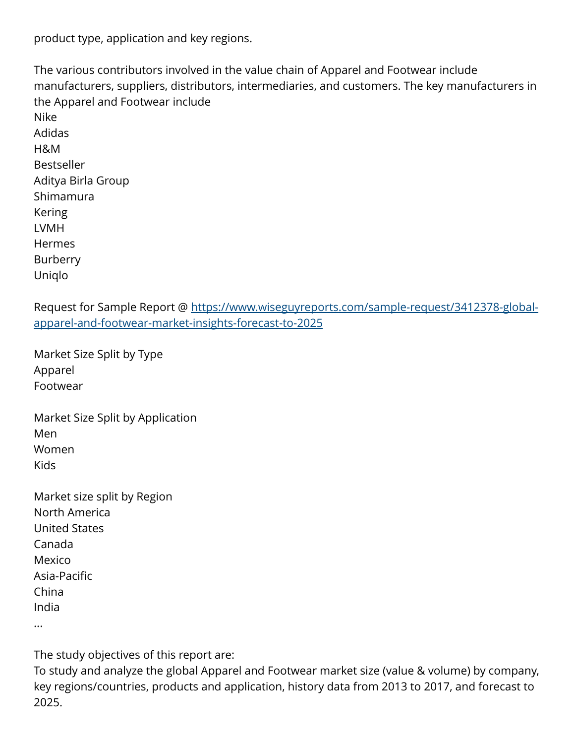product type, application and key regions.

The various contributors involved in the value chain of Apparel and Footwear include manufacturers, suppliers, distributors, intermediaries, and customers. The key manufacturers in the Apparel and Footwear include
Nike
Adidas
H&M
Bestseller
Aditya Birla Group
Shimamura
Kering
LVMH
Hermes
Burberry
Uniqlo

Request for Sample Report @ [https://www.wiseguyreports.com/sample-request/3412378-global-apparel-and-footwear-market-insights-forecast-to-2025](https://www.wiseguyreports.com/sample-request/3412378-global-apparel-and-footwear-market-insights-forecast-to-2025)

Market Size Split by Type
Apparel
Footwear

Market Size Split by Application
Men
Women
Kids

Market size split by Region
North America
United States
Canada
Mexico
Asia-Pacific
China
India
...

The study objectives of this report are:
To study and analyze the global Apparel and Footwear market size (value & volume) by company, key regions/countries, products and application, history data from 2013 to 2017, and forecast to 2025.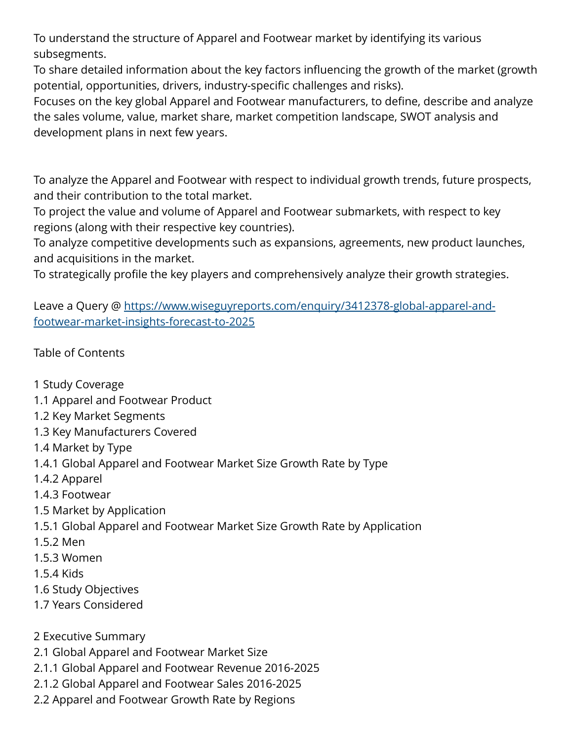To understand the structure of Apparel and Footwear market by identifying its various subsegments.
To share detailed information about the key factors influencing the growth of the market (growth potential, opportunities, drivers, industry-specific challenges and risks).
Focuses on the key global Apparel and Footwear manufacturers, to define, describe and analyze the sales volume, value, market share, market competition landscape, SWOT analysis and development plans in next few years.

To analyze the Apparel and Footwear with respect to individual growth trends, future prospects, and their contribution to the total market.
To project the value and volume of Apparel and Footwear submarkets, with respect to key regions (along with their respective key countries).
To analyze competitive developments such as expansions, agreements, new product launches, and acquisitions in the market.
To strategically profile the key players and comprehensively analyze their growth strategies.

Leave a Query @ [https://www.wiseguyreports.com/enquiry/3412378-global-apparel-and-footwear-market-insights-forecast-to-2025](https://www.wiseguyreports.com/enquiry/3412378-global-apparel-and-footwear-market-insights-forecast-to-2025)

Table of Contents

1 Study Coverage
1.1 Apparel and Footwear Product
1.2 Key Market Segments
1.3 Key Manufacturers Covered
1.4 Market by Type
1.4.1 Global Apparel and Footwear Market Size Growth Rate by Type
1.4.2 Apparel
1.4.3 Footwear
1.5 Market by Application
1.5.1 Global Apparel and Footwear Market Size Growth Rate by Application
1.5.2 Men
1.5.3 Women
1.5.4 Kids
1.6 Study Objectives
1.7 Years Considered

2 Executive Summary
2.1 Global Apparel and Footwear Market Size
2.1.1 Global Apparel and Footwear Revenue 2016-2025
2.1.2 Global Apparel and Footwear Sales 2016-2025
2.2 Apparel and Footwear Growth Rate by Regions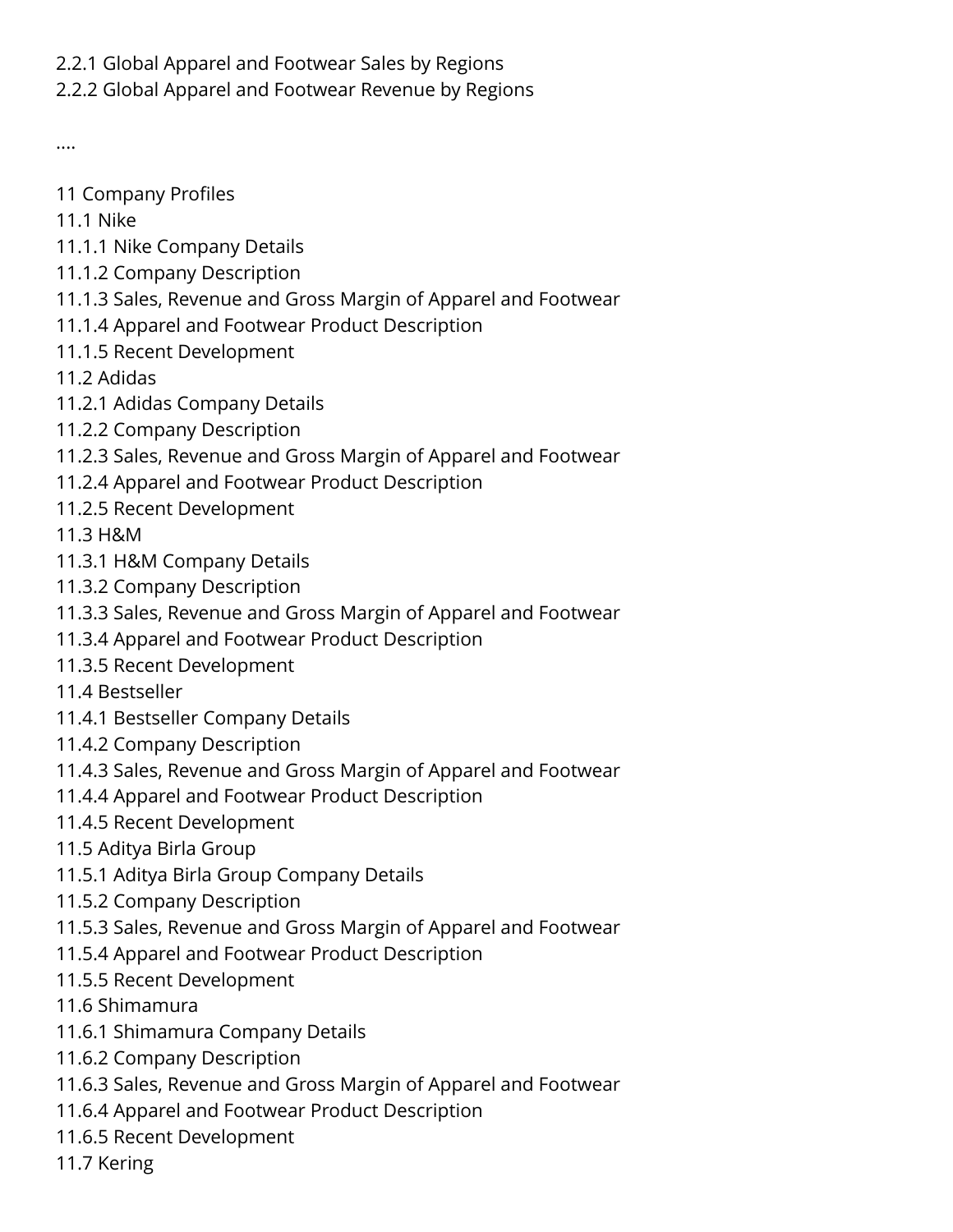2.2.1 Global Apparel and Footwear Sales by Regions
2.2.2 Global Apparel and Footwear Revenue by Regions

....

11 Company Profiles
11.1 Nike
11.1.1 Nike Company Details
11.1.2 Company Description
11.1.3 Sales, Revenue and Gross Margin of Apparel and Footwear
11.1.4 Apparel and Footwear Product Description
11.1.5 Recent Development
11.2 Adidas
11.2.1 Adidas Company Details
11.2.2 Company Description
11.2.3 Sales, Revenue and Gross Margin of Apparel and Footwear
11.2.4 Apparel and Footwear Product Description
11.2.5 Recent Development
11.3 H&M
11.3.1 H&M Company Details
11.3.2 Company Description
11.3.3 Sales, Revenue and Gross Margin of Apparel and Footwear
11.3.4 Apparel and Footwear Product Description
11.3.5 Recent Development
11.4 Bestseller
11.4.1 Bestseller Company Details
11.4.2 Company Description
11.4.3 Sales, Revenue and Gross Margin of Apparel and Footwear
11.4.4 Apparel and Footwear Product Description
11.4.5 Recent Development
11.5 Aditya Birla Group
11.5.1 Aditya Birla Group Company Details
11.5.2 Company Description
11.5.3 Sales, Revenue and Gross Margin of Apparel and Footwear
11.5.4 Apparel and Footwear Product Description
11.5.5 Recent Development
11.6 Shimamura
11.6.1 Shimamura Company Details
11.6.2 Company Description
11.6.3 Sales, Revenue and Gross Margin of Apparel and Footwear
11.6.4 Apparel and Footwear Product Description
11.6.5 Recent Development
11.7 Kering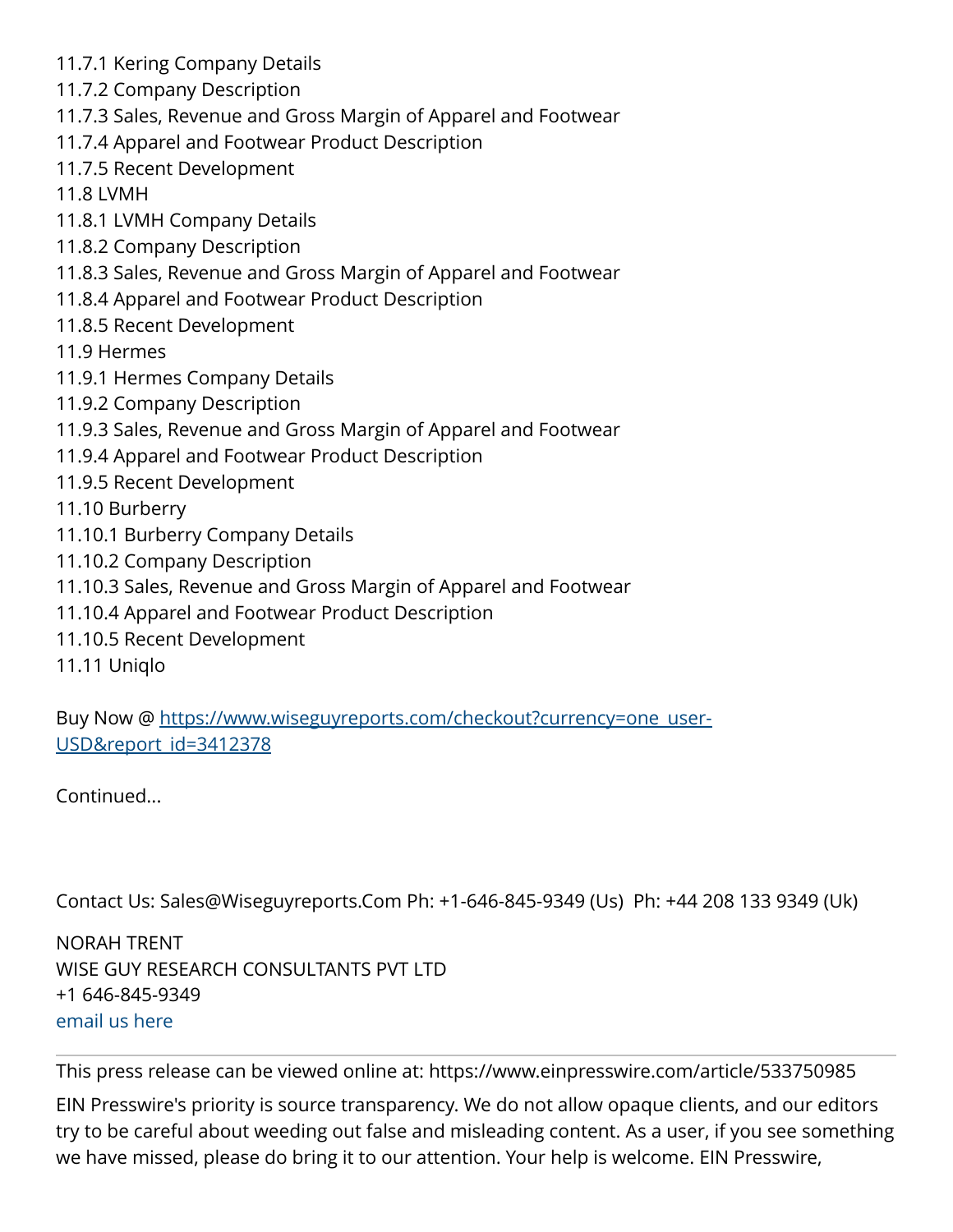11.7.1 Kering Company Details
11.7.2 Company Description
11.7.3 Sales, Revenue and Gross Margin of Apparel and Footwear
11.7.4 Apparel and Footwear Product Description
11.7.5 Recent Development
11.8 LVMH
11.8.1 LVMH Company Details
11.8.2 Company Description
11.8.3 Sales, Revenue and Gross Margin of Apparel and Footwear
11.8.4 Apparel and Footwear Product Description
11.8.5 Recent Development
11.9 Hermes
11.9.1 Hermes Company Details
11.9.2 Company Description
11.9.3 Sales, Revenue and Gross Margin of Apparel and Footwear
11.9.4 Apparel and Footwear Product Description
11.9.5 Recent Development
11.10 Burberry
11.10.1 Burberry Company Details
11.10.2 Company Description
11.10.3 Sales, Revenue and Gross Margin of Apparel and Footwear
11.10.4 Apparel and Footwear Product Description
11.10.5 Recent Development
11.11 Uniqlo

Buy Now @ [https://www.wiseguyreports.com/checkout?currency=one_user-USD&report_id=3412378](https://www.wiseguyreports.com/checkout?currency=one_user-USD&report_id=3412378)

Continued...

Contact Us: Sales@Wiseguyreports.Com Ph: +1-646-845-9349 (Us) Ph: +44 208 133 9349 (Uk)

NORAH TRENT
WISE GUY RESEARCH CONSULTANTS PVT LTD
+1 646-845-9349
email us here

---

This press release can be viewed online at: https://www.einpresswire.com/article/533750985

EIN Presswire's priority is source transparency. We do not allow opaque clients, and our editors try to be careful about weeding out false and misleading content. As a user, if you see something we have missed, please do bring it to our attention. Your help is welcome. EIN Presswire,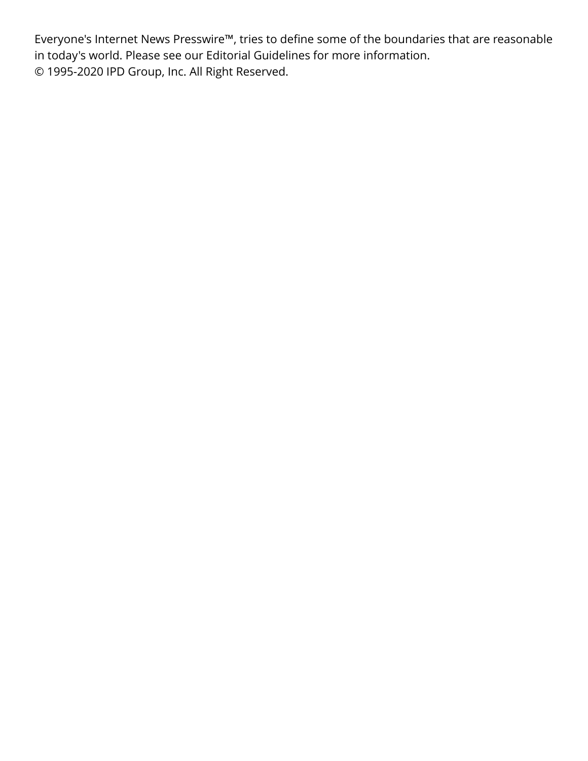Everyone's Internet News Presswire™, tries to define some of the boundaries that are reasonable in today's world. Please see our Editorial Guidelines for more information.
© 1995-2020 IPD Group, Inc. All Right Reserved.